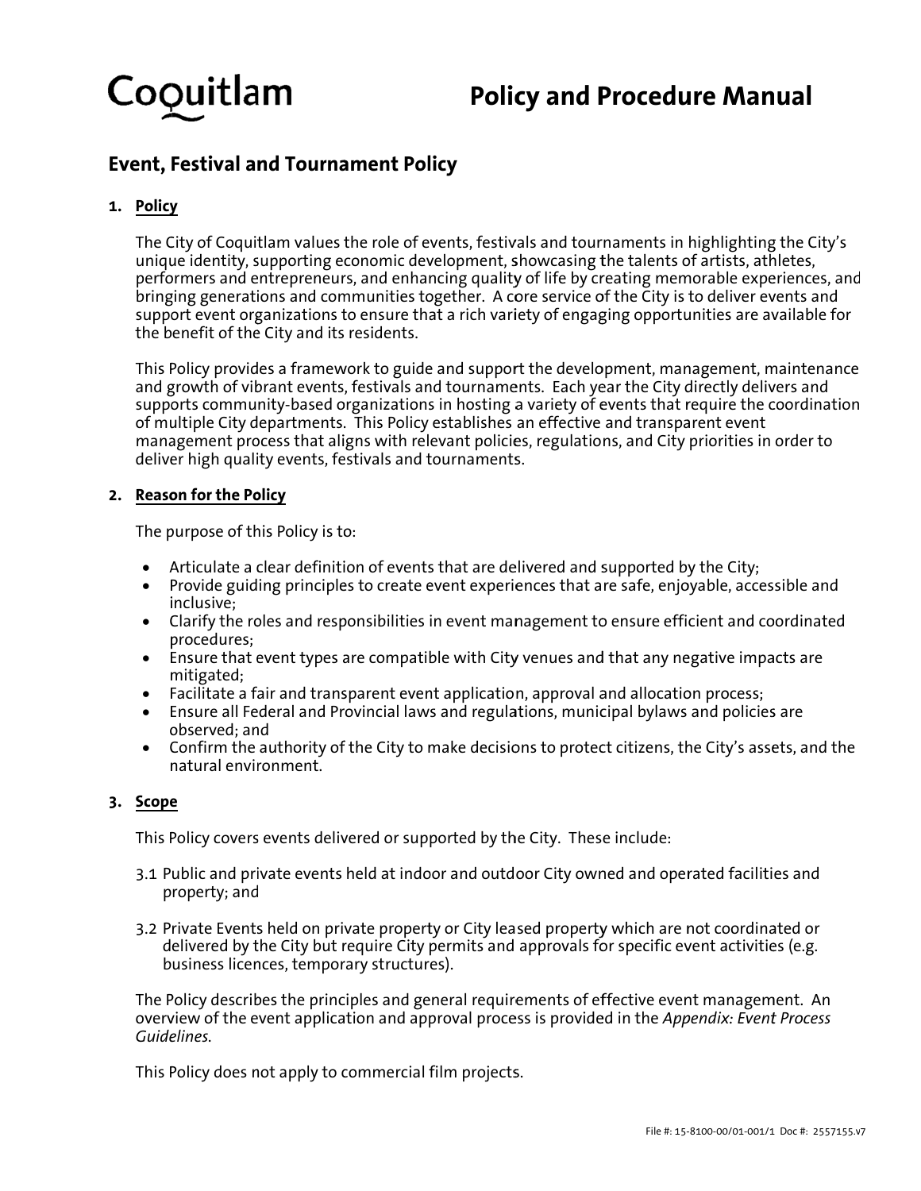# Coquitlam Policy and Procedure Manual

## Event, Festival and Tournament Policy

### 1. Policy

The City of Coquitlam values the role of events, festivals and tournaments in highlighting the City's unique identity, supporting economic development, showcasing the talents of artists, athletes, performers and entrepreneurs, and enhancing quality of life by creating memorable experiences, and bringing generations and communities together. A core service of the City is to deliver events and support event organizations to ensure that a rich variety of engaging opportunities are available for the benefit of the City and its residents.

This Policy provides a framework to guide and support the development, management, maintenance and growth of vibrant events, festivals and tournaments. Each year the City directly delivers and supports community-based organizations in hosting a variety of events that require the coordination of multiple City departments. This Policy establishes an effective and transparent event management process that aligns with relevant policies, regulations, and City priorities in order to deliver high quality events, festivals and tournaments.

### 2. Reason for the Policy

The purpose of this Policy is to:

- Articulate a clear definition of events that are delivered and supported by the City;
- Provide guiding principles to create event experiences that are safe, enjoyable, accessible and inclusive;
- Clarify the roles and responsibilities in event management to ensure efficient and coordinated procedures;
- Ensure that event types are compatible with City venues and that any negative impacts are mitigated;
- Facilitate a fair and transparent event application, approval and allocation process;
- Ensure all Federal and Provincial laws and regulations, municipal bylaws and policies are observed; and
- Confirm the authority of the City to make decisions to protect citizens, the City's assets, and the natural environment.

### 3. Scope

This Policy covers events delivered or supported by the City. These include:

3.1 Public and private events held at indoor and outdoor City owned and operated facilities and property; and

3.2 Private Events held on private property or City leased property which are not coordinated or delivered by the City but require City permits and approvals for specific event activities (e.g. business licences, temporary structures).

The Policy describes the principles and general requirements of effective event management. An overview of the event application and approval process is provided in the *Appendix: Event Process Guidelines*.

This Policy does not apply to commercial film projects.

File #: 15-8100-00/01-001/1 Doc #: 2557155.v7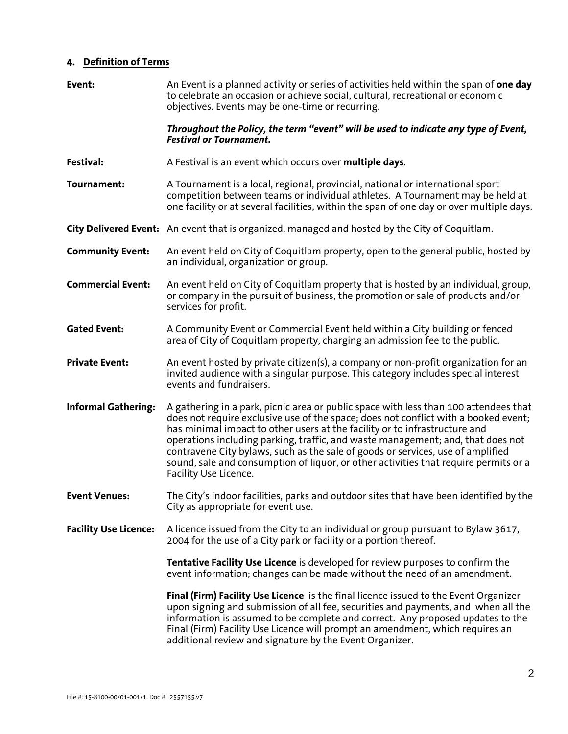## 4. Definition of Terms

**Event:** An Event is a planned activity or series of activities held within the span of **one day** to celebrate an occasion or achieve social, cultural, recreational or economic objectives. Events may be one-time or recurring.

***Throughout the Policy, the term "event" will be used to indicate any type of Event, Festival or Tournament.***

**Festival:** A Festival is an event which occurs over **multiple days**.

**Tournament:** A Tournament is a local, regional, provincial, national or international sport competition between teams or individual athletes. A Tournament may be held at one facility or at several facilities, within the span of one day or over multiple days.

**City Delivered Event:** An event that is organized, managed and hosted by the City of Coquitlam.

**Community Event:** An event held on City of Coquitlam property, open to the general public, hosted by an individual, organization or group.

**Commercial Event:** An event held on City of Coquitlam property that is hosted by an individual, group, or company in the pursuit of business, the promotion or sale of products and/or services for profit.

**Gated Event:** A Community Event or Commercial Event held within a City building or fenced area of City of Coquitlam property, charging an admission fee to the public.

**Private Event:** An event hosted by private citizen(s), a company or non-profit organization for an invited audience with a singular purpose. This category includes special interest events and fundraisers.

**Informal Gathering:** A gathering in a park, picnic area or public space with less than 100 attendees that does not require exclusive use of the space; does not conflict with a booked event; has minimal impact to other users at the facility or to infrastructure and operations including parking, traffic, and waste management; and, that does not contravene City bylaws, such as the sale of goods or services, use of amplified sound, sale and consumption of liquor, or other activities that require permits or a Facility Use Licence.

**Event Venues:** The City's indoor facilities, parks and outdoor sites that have been identified by the City as appropriate for event use.

**Facility Use Licence:** A licence issued from the City to an individual or group pursuant to Bylaw 3617, 2004 for the use of a City park or facility or a portion thereof.

**Tentative Facility Use Licence** is developed for review purposes to confirm the event information; changes can be made without the need of an amendment.

**Final (Firm) Facility Use Licence** is the final licence issued to the Event Organizer upon signing and submission of all fee, securities and payments, and when all the information is assumed to be complete and correct. Any proposed updates to the Final (Firm) Facility Use Licence will prompt an amendment, which requires an additional review and signature by the Event Organizer.

File #: 15-8100-00/01-001/1 Doc #: 2557155.v7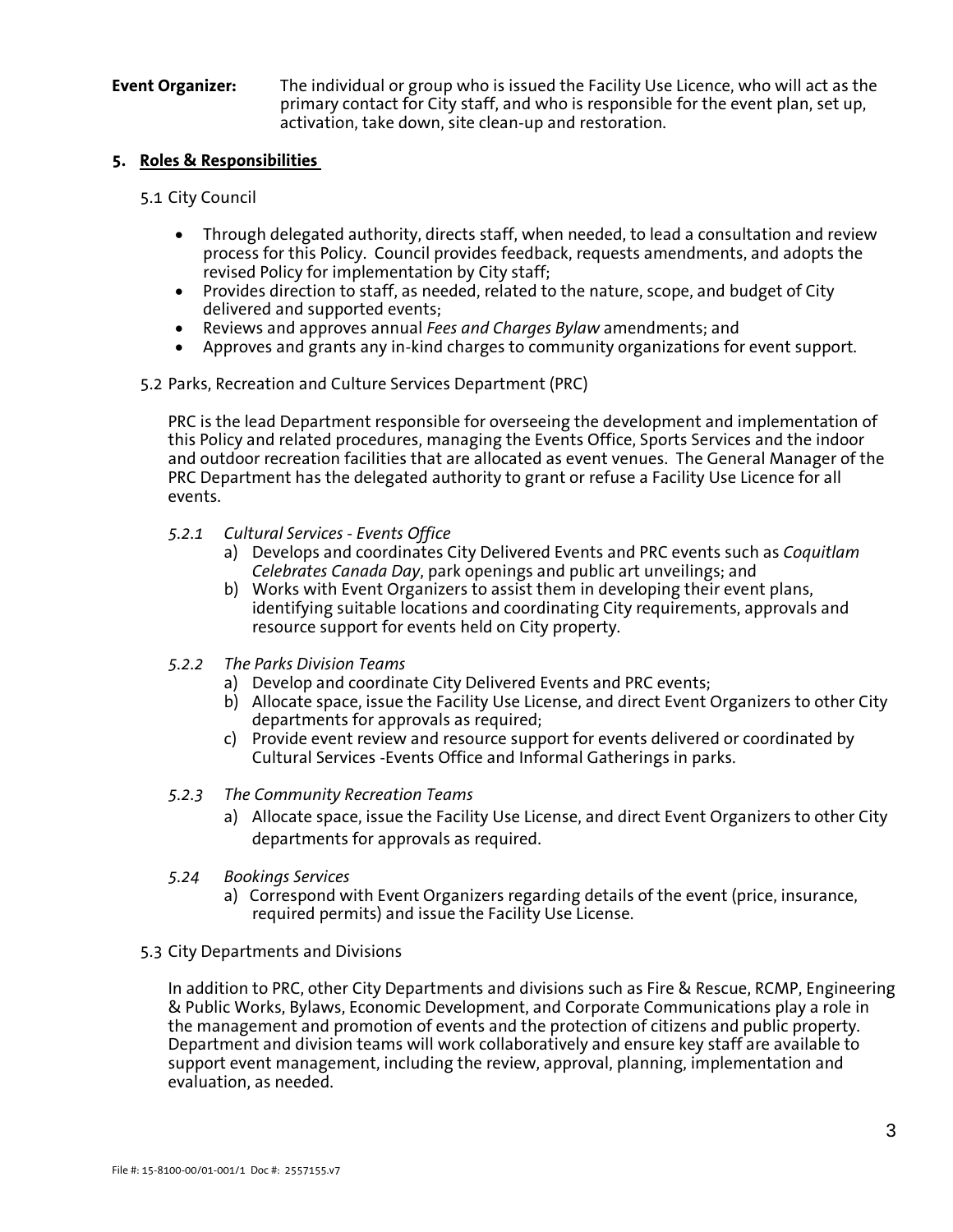**Event Organizer:** The individual or group who is issued the Facility Use Licence, who will act as the primary contact for City staff, and who is responsible for the event plan, set up, activation, take down, site clean-up and restoration.

## 5. Roles & Responsibilities

5.1 City Council

- Through delegated authority, directs staff, when needed, to lead a consultation and review process for this Policy. Council provides feedback, requests amendments, and adopts the revised Policy for implementation by City staff;
- Provides direction to staff, as needed, related to the nature, scope, and budget of City delivered and supported events;
- Reviews and approves annual *Fees and Charges Bylaw* amendments; and
- Approves and grants any in-kind charges to community organizations for event support.

5.2 Parks, Recreation and Culture Services Department (PRC)

PRC is the lead Department responsible for overseeing the development and implementation of this Policy and related procedures, managing the Events Office, Sports Services and the indoor and outdoor recreation facilities that are allocated as event venues. The General Manager of the PRC Department has the delegated authority to grant or refuse a Facility Use Licence for all events.

*5.2.1 Cultural Services - Events Office*

a) Develops and coordinates City Delivered Events and PRC events such as *Coquitlam Celebrates Canada Day*, park openings and public art unveilings; and
b) Works with Event Organizers to assist them in developing their event plans, identifying suitable locations and coordinating City requirements, approvals and resource support for events held on City property.

*5.2.2 The Parks Division Teams*

a) Develop and coordinate City Delivered Events and PRC events;
b) Allocate space, issue the Facility Use License, and direct Event Organizers to other City departments for approvals as required;
c) Provide event review and resource support for events delivered or coordinated by Cultural Services -Events Office and Informal Gatherings in parks.

*5.2.3 The Community Recreation Teams*

a) Allocate space, issue the Facility Use License, and direct Event Organizers to other City departments for approvals as required.

*5.24 Bookings Services*

a) Correspond with Event Organizers regarding details of the event (price, insurance, required permits) and issue the Facility Use License.

5.3 City Departments and Divisions

In addition to PRC, other City Departments and divisions such as Fire & Rescue, RCMP, Engineering & Public Works, Bylaws, Economic Development, and Corporate Communications play a role in the management and promotion of events and the protection of citizens and public property. Department and division teams will work collaboratively and ensure key staff are available to support event management, including the review, approval, planning, implementation and evaluation, as needed.

File #: 15-8100-00/01-001/1 Doc #: 2557155.v7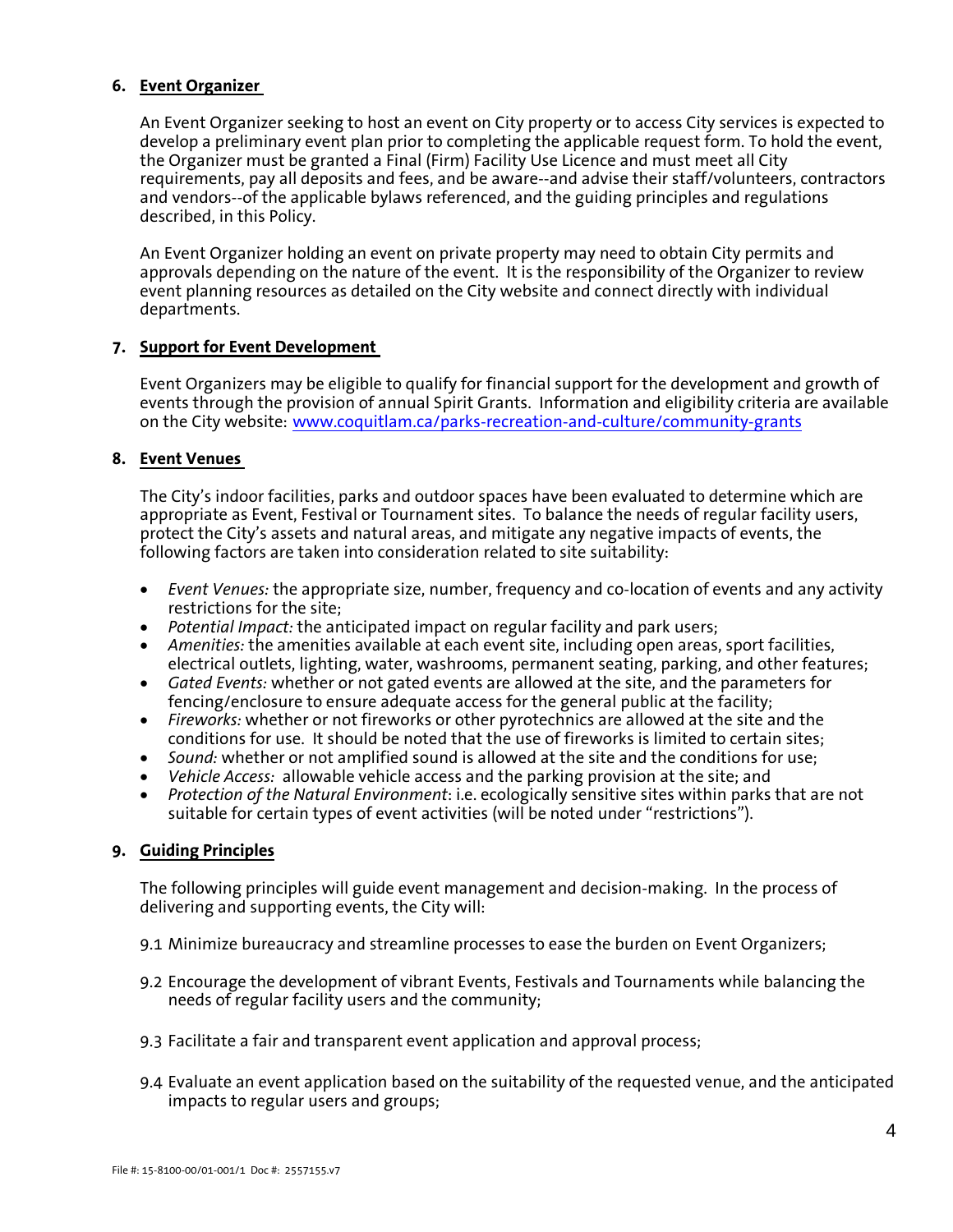## 6. Event Organizer

An Event Organizer seeking to host an event on City property or to access City services is expected to develop a preliminary event plan prior to completing the applicable request form. To hold the event, the Organizer must be granted a Final (Firm) Facility Use Licence and must meet all City requirements, pay all deposits and fees, and be aware--and advise their staff/volunteers, contractors and vendors--of the applicable bylaws referenced, and the guiding principles and regulations described, in this Policy.

An Event Organizer holding an event on private property may need to obtain City permits and approvals depending on the nature of the event. It is the responsibility of the Organizer to review event planning resources as detailed on the City website and connect directly with individual departments.

## 7. Support for Event Development

Event Organizers may be eligible to qualify for financial support for the development and growth of events through the provision of annual Spirit Grants. Information and eligibility criteria are available on the City website: [www.coquitlam.ca/parks-recreation-and-culture/community-grants](www.coquitlam.ca/parks-recreation-and-culture/community-grants)

## 8. Event Venues

The City's indoor facilities, parks and outdoor spaces have been evaluated to determine which are appropriate as Event, Festival or Tournament sites. To balance the needs of regular facility users, protect the City's assets and natural areas, and mitigate any negative impacts of events, the following factors are taken into consideration related to site suitability:

- *Event Venues:* the appropriate size, number, frequency and co-location of events and any activity restrictions for the site;
- *Potential Impact:* the anticipated impact on regular facility and park users;
- *Amenities:* the amenities available at each event site, including open areas, sport facilities, electrical outlets, lighting, water, washrooms, permanent seating, parking, and other features;
- *Gated Events:* whether or not gated events are allowed at the site, and the parameters for fencing/enclosure to ensure adequate access for the general public at the facility;
- *Fireworks:* whether or not fireworks or other pyrotechnics are allowed at the site and the conditions for use. It should be noted that the use of fireworks is limited to certain sites;
- *Sound:* whether or not amplified sound is allowed at the site and the conditions for use;
- *Vehicle Access:* allowable vehicle access and the parking provision at the site; and
- *Protection of the Natural Environment*: i.e. ecologically sensitive sites within parks that are not suitable for certain types of event activities (will be noted under "restrictions").

## 9. Guiding Principles

The following principles will guide event management and decision-making. In the process of delivering and supporting events, the City will:

9.1 Minimize bureaucracy and streamline processes to ease the burden on Event Organizers;

9.2 Encourage the development of vibrant Events, Festivals and Tournaments while balancing the needs of regular facility users and the community;

9.3 Facilitate a fair and transparent event application and approval process;

9.4 Evaluate an event application based on the suitability of the requested venue, and the anticipated impacts to regular users and groups;

File #: 15-8100-00/01-001/1 Doc #: 2557155.v7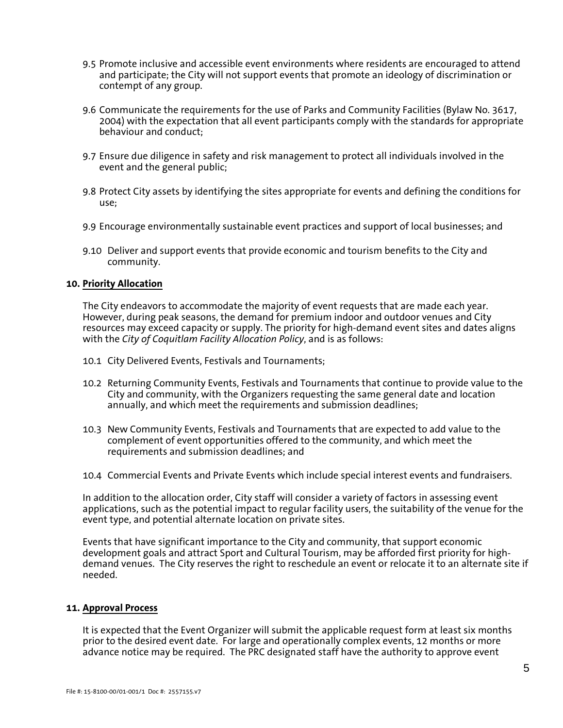9.5 Promote inclusive and accessible event environments where residents are encouraged to attend and participate; the City will not support events that promote an ideology of discrimination or contempt of any group.

9.6 Communicate the requirements for the use of Parks and Community Facilities (Bylaw No. 3617, 2004) with the expectation that all event participants comply with the standards for appropriate behaviour and conduct;

9.7 Ensure due diligence in safety and risk management to protect all individuals involved in the event and the general public;

9.8 Protect City assets by identifying the sites appropriate for events and defining the conditions for use;

9.9 Encourage environmentally sustainable event practices and support of local businesses; and

9.10 Deliver and support events that provide economic and tourism benefits to the City and community.

**10. <u>Priority Allocation</u>**

The City endeavors to accommodate the majority of event requests that are made each year. However, during peak seasons, the demand for premium indoor and outdoor venues and City resources may exceed capacity or supply. The priority for high-demand event sites and dates aligns with the *City of Coquitlam Facility Allocation Policy*, and is as follows:

10.1 City Delivered Events, Festivals and Tournaments;

10.2 Returning Community Events, Festivals and Tournaments that continue to provide value to the City and community, with the Organizers requesting the same general date and location annually, and which meet the requirements and submission deadlines;

10.3 New Community Events, Festivals and Tournaments that are expected to add value to the complement of event opportunities offered to the community, and which meet the requirements and submission deadlines; and

10.4 Commercial Events and Private Events which include special interest events and fundraisers.

In addition to the allocation order, City staff will consider a variety of factors in assessing event applications, such as the potential impact to regular facility users, the suitability of the venue for the event type, and potential alternate location on private sites.

Events that have significant importance to the City and community, that support economic development goals and attract Sport and Cultural Tourism, may be afforded first priority for high-demand venues. The City reserves the right to reschedule an event or relocate it to an alternate site if needed.

**11. <u>Approval Process</u>**

It is expected that the Event Organizer will submit the applicable request form at least six months prior to the desired event date. For large and operationally complex events, 12 months or more advance notice may be required. The PRC designated staff have the authority to approve event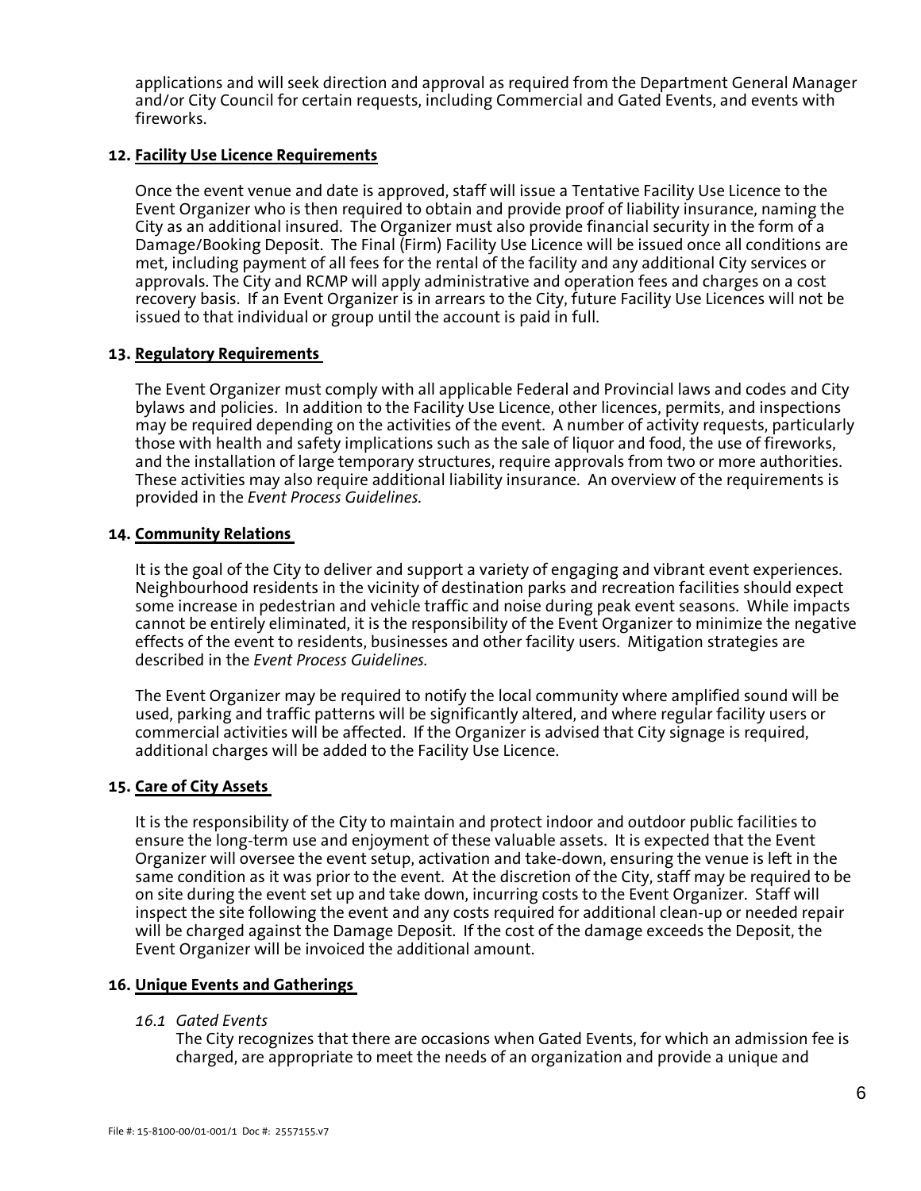applications and will seek direction and approval as required from the Department General Manager and/or City Council for certain requests, including Commercial and Gated Events, and events with fireworks.

## 12. Facility Use Licence Requirements

Once the event venue and date is approved, staff will issue a Tentative Facility Use Licence to the Event Organizer who is then required to obtain and provide proof of liability insurance, naming the City as an additional insured. The Organizer must also provide financial security in the form of a Damage/Booking Deposit. The Final (Firm) Facility Use Licence will be issued once all conditions are met, including payment of all fees for the rental of the facility and any additional City services or approvals. The City and RCMP will apply administrative and operation fees and charges on a cost recovery basis. If an Event Organizer is in arrears to the City, future Facility Use Licences will not be issued to that individual or group until the account is paid in full.

## 13. Regulatory Requirements

The Event Organizer must comply with all applicable Federal and Provincial laws and codes and City bylaws and policies. In addition to the Facility Use Licence, other licences, permits, and inspections may be required depending on the activities of the event. A number of activity requests, particularly those with health and safety implications such as the sale of liquor and food, the use of fireworks, and the installation of large temporary structures, require approvals from two or more authorities. These activities may also require additional liability insurance. An overview of the requirements is provided in the *Event Process Guidelines*.

## 14. Community Relations

It is the goal of the City to deliver and support a variety of engaging and vibrant event experiences. Neighbourhood residents in the vicinity of destination parks and recreation facilities should expect some increase in pedestrian and vehicle traffic and noise during peak event seasons. While impacts cannot be entirely eliminated, it is the responsibility of the Event Organizer to minimize the negative effects of the event to residents, businesses and other facility users. Mitigation strategies are described in the *Event Process Guidelines*.

The Event Organizer may be required to notify the local community where amplified sound will be used, parking and traffic patterns will be significantly altered, and where regular facility users or commercial activities will be affected. If the Organizer is advised that City signage is required, additional charges will be added to the Facility Use Licence.

## 15. Care of City Assets

It is the responsibility of the City to maintain and protect indoor and outdoor public facilities to ensure the long-term use and enjoyment of these valuable assets. It is expected that the Event Organizer will oversee the event setup, activation and take-down, ensuring the venue is left in the same condition as it was prior to the event. At the discretion of the City, staff may be required to be on site during the event set up and take down, incurring costs to the Event Organizer. Staff will inspect the site following the event and any costs required for additional clean-up or needed repair will be charged against the Damage Deposit. If the cost of the damage exceeds the Deposit, the Event Organizer will be invoiced the additional amount.

## 16. Unique Events and Gatherings

### *16.1 Gated Events*

The City recognizes that there are occasions when Gated Events, for which an admission fee is charged, are appropriate to meet the needs of an organization and provide a unique and

File #: 15-8100-00/01-001/1 Doc #: 2557155.v7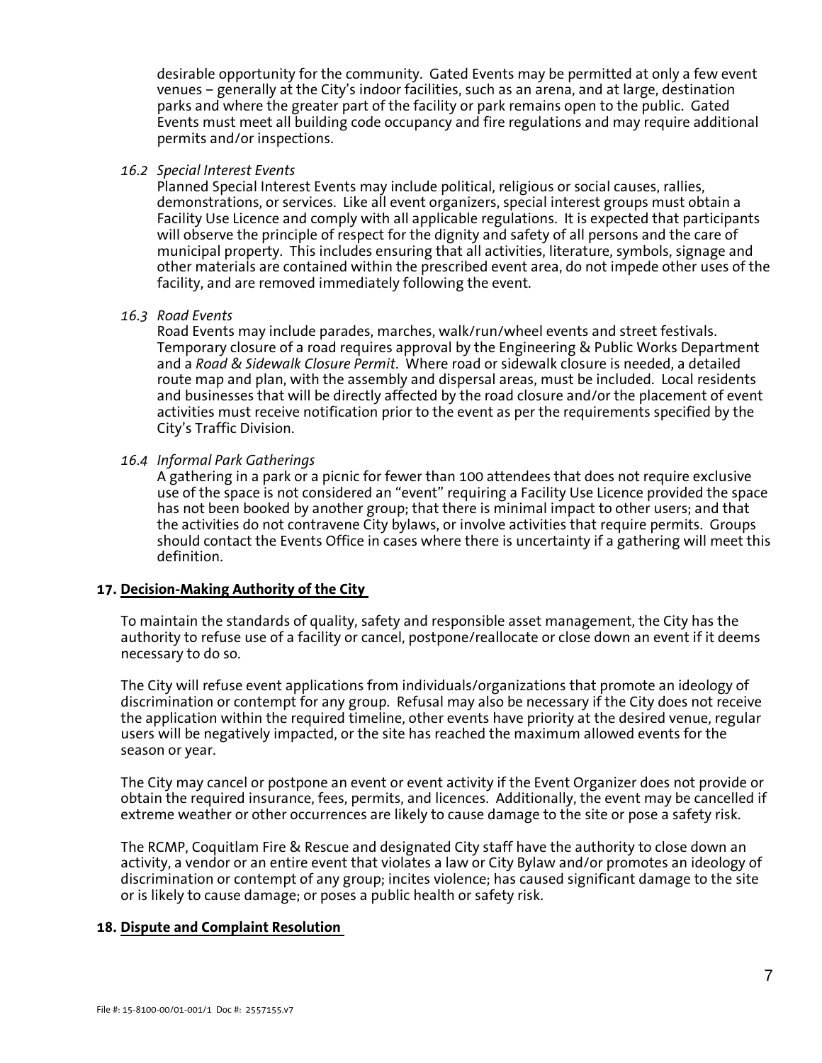desirable opportunity for the community. Gated Events may be permitted at only a few event venues – generally at the City's indoor facilities, such as an arena, and at large, destination parks and where the greater part of the facility or park remains open to the public. Gated Events must meet all building code occupancy and fire regulations and may require additional permits and/or inspections.

*16.2 Special Interest Events*

Planned Special Interest Events may include political, religious or social causes, rallies, demonstrations, or services. Like all event organizers, special interest groups must obtain a Facility Use Licence and comply with all applicable regulations. It is expected that participants will observe the principle of respect for the dignity and safety of all persons and the care of municipal property. This includes ensuring that all activities, literature, symbols, signage and other materials are contained within the prescribed event area, do not impede other uses of the facility, and are removed immediately following the event.

*16.3 Road Events*

Road Events may include parades, marches, walk/run/wheel events and street festivals. Temporary closure of a road requires approval by the Engineering & Public Works Department and a *Road & Sidewalk Closure Permit*. Where road or sidewalk closure is needed, a detailed route map and plan, with the assembly and dispersal areas, must be included. Local residents and businesses that will be directly affected by the road closure and/or the placement of event activities must receive notification prior to the event as per the requirements specified by the City's Traffic Division.

*16.4 Informal Park Gatherings*

A gathering in a park or a picnic for fewer than 100 attendees that does not require exclusive use of the space is not considered an "event" requiring a Facility Use Licence provided the space has not been booked by another group; that there is minimal impact to other users; and that the activities do not contravene City bylaws, or involve activities that require permits. Groups should contact the Events Office in cases where there is uncertainty if a gathering will meet this definition.

## 17. Decision-Making Authority of the City

To maintain the standards of quality, safety and responsible asset management, the City has the authority to refuse use of a facility or cancel, postpone/reallocate or close down an event if it deems necessary to do so.

The City will refuse event applications from individuals/organizations that promote an ideology of discrimination or contempt for any group. Refusal may also be necessary if the City does not receive the application within the required timeline, other events have priority at the desired venue, regular users will be negatively impacted, or the site has reached the maximum allowed events for the season or year.

The City may cancel or postpone an event or event activity if the Event Organizer does not provide or obtain the required insurance, fees, permits, and licences. Additionally, the event may be cancelled if extreme weather or other occurrences are likely to cause damage to the site or pose a safety risk.

The RCMP, Coquitlam Fire & Rescue and designated City staff have the authority to close down an activity, a vendor or an entire event that violates a law or City Bylaw and/or promotes an ideology of discrimination or contempt of any group; incites violence; has caused significant damage to the site or is likely to cause damage; or poses a public health or safety risk.

## 18. Dispute and Complaint Resolution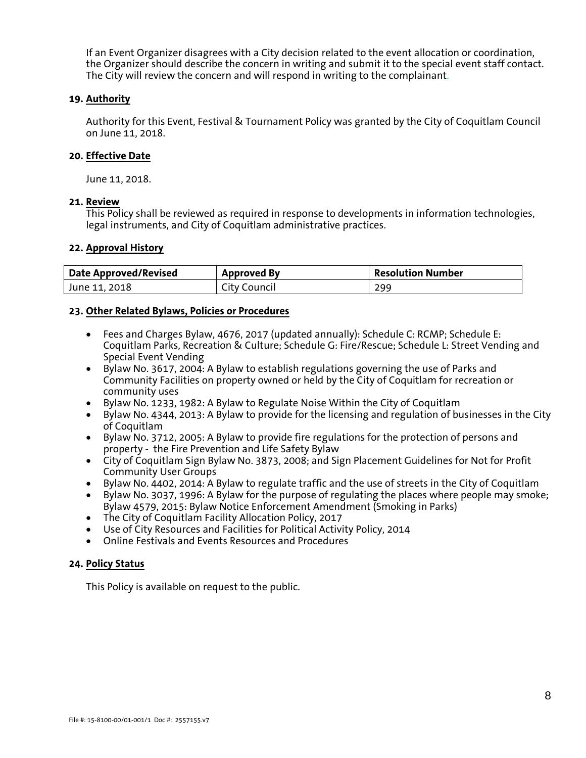If an Event Organizer disagrees with a City decision related to the event allocation or coordination, the Organizer should describe the concern in writing and submit it to the special event staff contact. The City will review the concern and will respond in writing to the complainant.

### 19. Authority

Authority for this Event, Festival & Tournament Policy was granted by the City of Coquitlam Council on June 11, 2018.

### 20. Effective Date

June 11, 2018.

### 21. Review

This Policy shall be reviewed as required in response to developments in information technologies, legal instruments, and City of Coquitlam administrative practices.

### 22. Approval History

| Date Approved/Revised | Approved By | Resolution Number |
|---|---|---|
| June 11, 2018 | City Council | 299 |

### 23. Other Related Bylaws, Policies or Procedures

- Fees and Charges Bylaw, 4676, 2017 (updated annually): Schedule C: RCMP; Schedule E: Coquitlam Parks, Recreation & Culture; Schedule G: Fire/Rescue; Schedule L: Street Vending and Special Event Vending
- Bylaw No. 3617, 2004: A Bylaw to establish regulations governing the use of Parks and Community Facilities on property owned or held by the City of Coquitlam for recreation or community uses
- Bylaw No. 1233, 1982: A Bylaw to Regulate Noise Within the City of Coquitlam
- Bylaw No. 4344, 2013: A Bylaw to provide for the licensing and regulation of businesses in the City of Coquitlam
- Bylaw No. 3712, 2005: A Bylaw to provide fire regulations for the protection of persons and property - the Fire Prevention and Life Safety Bylaw
- City of Coquitlam Sign Bylaw No. 3873, 2008; and Sign Placement Guidelines for Not for Profit Community User Groups
- Bylaw No. 4402, 2014: A Bylaw to regulate traffic and the use of streets in the City of Coquitlam
- Bylaw No. 3037, 1996: A Bylaw for the purpose of regulating the places where people may smoke; Bylaw 4579, 2015: Bylaw Notice Enforcement Amendment (Smoking in Parks)
- The City of Coquitlam Facility Allocation Policy, 2017
- Use of City Resources and Facilities for Political Activity Policy, 2014
- Online Festivals and Events Resources and Procedures

### 24. Policy Status

This Policy is available on request to the public.

File #: 15-8100-00/01-001/1 Doc #: 2557155.v7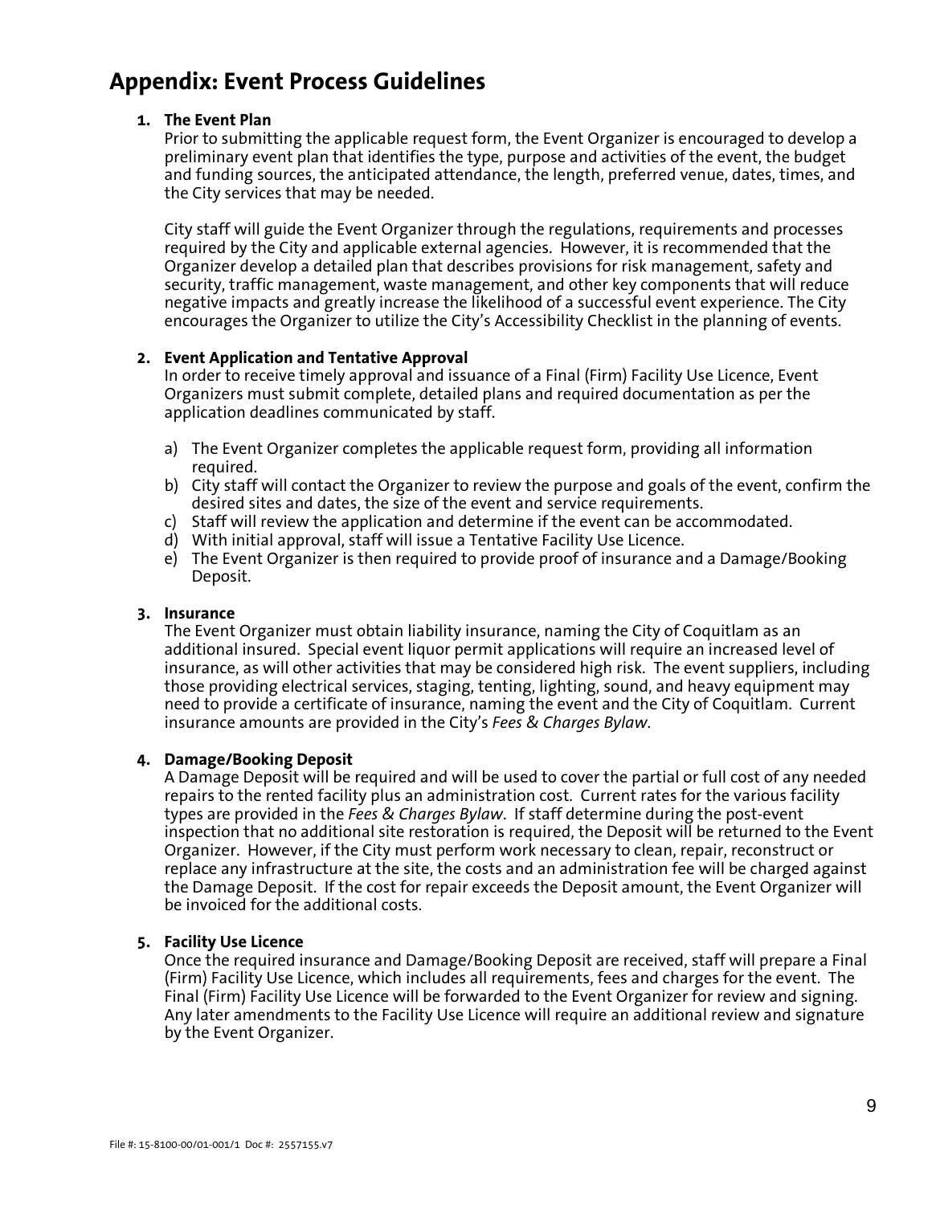# Appendix: Event Process Guidelines

1. **The Event Plan**
   Prior to submitting the applicable request form, the Event Organizer is encouraged to develop a preliminary event plan that identifies the type, purpose and activities of the event, the budget and funding sources, the anticipated attendance, the length, preferred venue, dates, times, and the City services that may be needed.

   City staff will guide the Event Organizer through the regulations, requirements and processes required by the City and applicable external agencies. However, it is recommended that the Organizer develop a detailed plan that describes provisions for risk management, safety and security, traffic management, waste management, and other key components that will reduce negative impacts and greatly increase the likelihood of a successful event experience. The City encourages the Organizer to utilize the City's Accessibility Checklist in the planning of events.

2. **Event Application and Tentative Approval**
   In order to receive timely approval and issuance of a Final (Firm) Facility Use Licence, Event Organizers must submit complete, detailed plans and required documentation as per the application deadlines communicated by staff.

   a) The Event Organizer completes the applicable request form, providing all information required.
   b) City staff will contact the Organizer to review the purpose and goals of the event, confirm the desired sites and dates, the size of the event and service requirements.
   c) Staff will review the application and determine if the event can be accommodated.
   d) With initial approval, staff will issue a Tentative Facility Use Licence.
   e) The Event Organizer is then required to provide proof of insurance and a Damage/Booking Deposit.

3. **Insurance**
   The Event Organizer must obtain liability insurance, naming the City of Coquitlam as an additional insured. Special event liquor permit applications will require an increased level of insurance, as will other activities that may be considered high risk. The event suppliers, including those providing electrical services, staging, tenting, lighting, sound, and heavy equipment may need to provide a certificate of insurance, naming the event and the City of Coquitlam. Current insurance amounts are provided in the City's *Fees & Charges Bylaw*.

4. **Damage/Booking Deposit**
   A Damage Deposit will be required and will be used to cover the partial or full cost of any needed repairs to the rented facility plus an administration cost. Current rates for the various facility types are provided in the *Fees & Charges Bylaw*. If staff determine during the post-event inspection that no additional site restoration is required, the Deposit will be returned to the Event Organizer. However, if the City must perform work necessary to clean, repair, reconstruct or replace any infrastructure at the site, the costs and an administration fee will be charged against the Damage Deposit. If the cost for repair exceeds the Deposit amount, the Event Organizer will be invoiced for the additional costs.

5. **Facility Use Licence**
   Once the required insurance and Damage/Booking Deposit are received, staff will prepare a Final (Firm) Facility Use Licence, which includes all requirements, fees and charges for the event. The Final (Firm) Facility Use Licence will be forwarded to the Event Organizer for review and signing. Any later amendments to the Facility Use Licence will require an additional review and signature by the Event Organizer.

File #: 15-8100-00/01-001/1 Doc #: 2557155.v7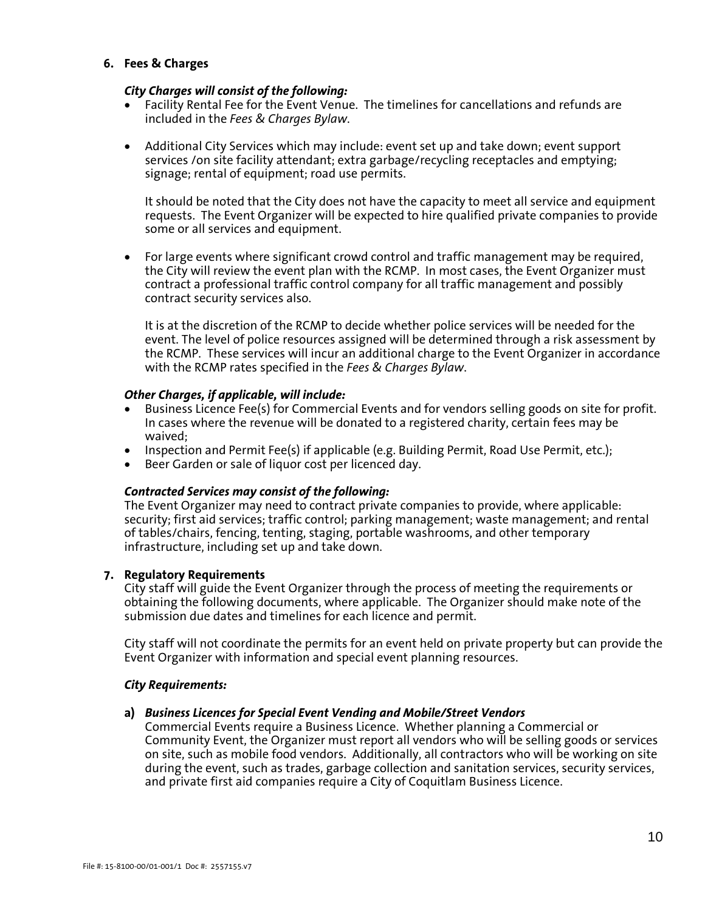## 6. Fees & Charges

***City Charges will consist of the following:***

- Facility Rental Fee for the Event Venue. The timelines for cancellations and refunds are included in the *Fees & Charges Bylaw*.
- Additional City Services which may include: event set up and take down; event support services /on site facility attendant; extra garbage/recycling receptacles and emptying; signage; rental of equipment; road use permits.

  It should be noted that the City does not have the capacity to meet all service and equipment requests. The Event Organizer will be expected to hire qualified private companies to provide some or all services and equipment.
- For large events where significant crowd control and traffic management may be required, the City will review the event plan with the RCMP. In most cases, the Event Organizer must contract a professional traffic control company for all traffic management and possibly contract security services also.

  It is at the discretion of the RCMP to decide whether police services will be needed for the event. The level of police resources assigned will be determined through a risk assessment by the RCMP. These services will incur an additional charge to the Event Organizer in accordance with the RCMP rates specified in the *Fees & Charges Bylaw*.

***Other Charges, if applicable, will include:***

- Business Licence Fee(s) for Commercial Events and for vendors selling goods on site for profit. In cases where the revenue will be donated to a registered charity, certain fees may be waived;
- Inspection and Permit Fee(s) if applicable (e.g. Building Permit, Road Use Permit, etc.);
- Beer Garden or sale of liquor cost per licenced day.

***Contracted Services may consist of the following:***

The Event Organizer may need to contract private companies to provide, where applicable: security; first aid services; traffic control; parking management; waste management; and rental of tables/chairs, fencing, tenting, staging, portable washrooms, and other temporary infrastructure, including set up and take down.

## 7. Regulatory Requirements

City staff will guide the Event Organizer through the process of meeting the requirements or obtaining the following documents, where applicable. The Organizer should make note of the submission due dates and timelines for each licence and permit.

City staff will not coordinate the permits for an event held on private property but can provide the Event Organizer with information and special event planning resources.

***City Requirements:***

**a)** ***Business Licences for Special Event Vending and Mobile/Street Vendors***

Commercial Events require a Business Licence. Whether planning a Commercial or Community Event, the Organizer must report all vendors who will be selling goods or services on site, such as mobile food vendors. Additionally, all contractors who will be working on site during the event, such as trades, garbage collection and sanitation services, security services, and private first aid companies require a City of Coquitlam Business Licence.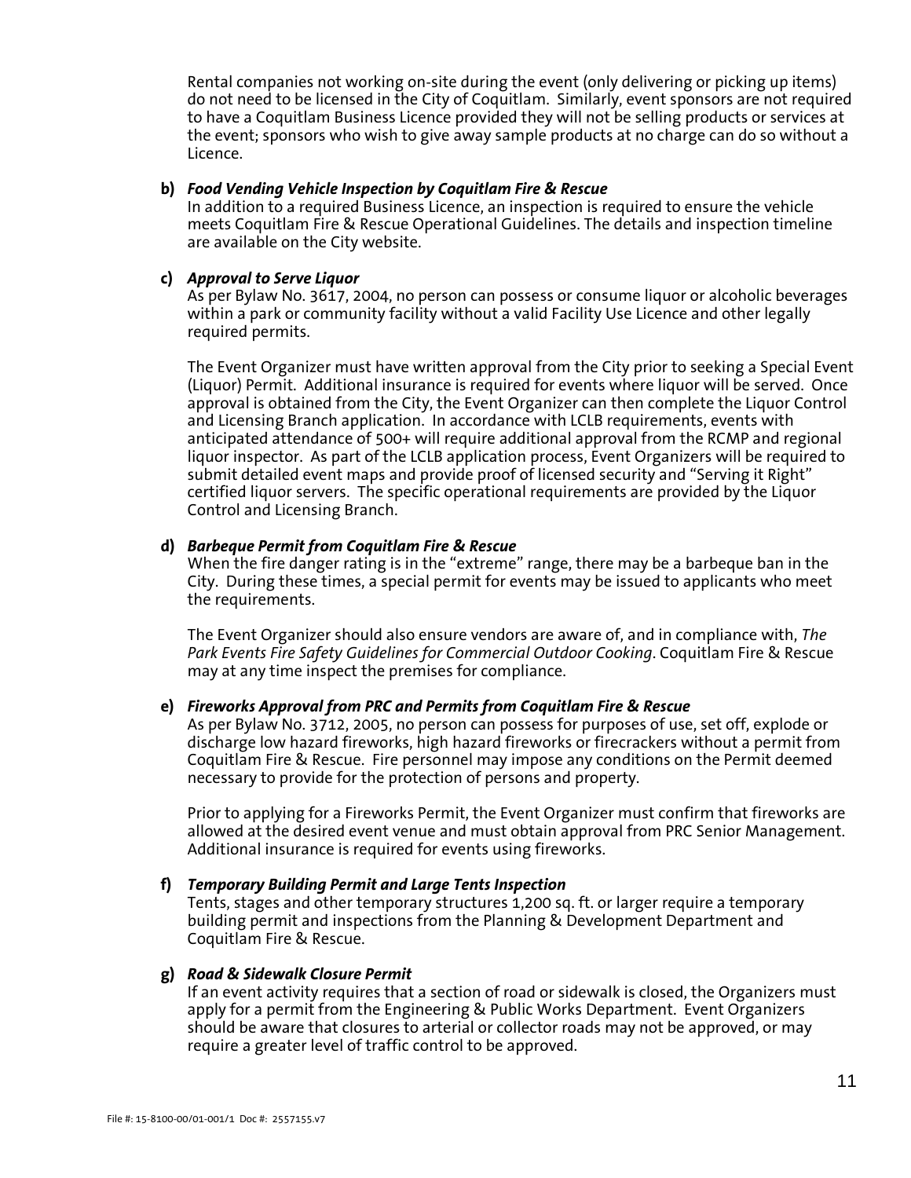Rental companies not working on-site during the event (only delivering or picking up items) do not need to be licensed in the City of Coquitlam. Similarly, event sponsors are not required to have a Coquitlam Business Licence provided they will not be selling products or services at the event; sponsors who wish to give away sample products at no charge can do so without a Licence.

**b)** ***Food Vending Vehicle Inspection by Coquitlam Fire & Rescue***

In addition to a required Business Licence, an inspection is required to ensure the vehicle meets Coquitlam Fire & Rescue Operational Guidelines. The details and inspection timeline are available on the City website.

**c)** ***Approval to Serve Liquor***

As per Bylaw No. 3617, 2004, no person can possess or consume liquor or alcoholic beverages within a park or community facility without a valid Facility Use Licence and other legally required permits.

The Event Organizer must have written approval from the City prior to seeking a Special Event (Liquor) Permit. Additional insurance is required for events where liquor will be served. Once approval is obtained from the City, the Event Organizer can then complete the Liquor Control and Licensing Branch application. In accordance with LCLB requirements, events with anticipated attendance of 500+ will require additional approval from the RCMP and regional liquor inspector. As part of the LCLB application process, Event Organizers will be required to submit detailed event maps and provide proof of licensed security and "Serving it Right" certified liquor servers. The specific operational requirements are provided by the Liquor Control and Licensing Branch.

**d)** ***Barbeque Permit from Coquitlam Fire & Rescue***

When the fire danger rating is in the "extreme" range, there may be a barbeque ban in the City. During these times, a special permit for events may be issued to applicants who meet the requirements.

The Event Organizer should also ensure vendors are aware of, and in compliance with, *The Park Events Fire Safety Guidelines for Commercial Outdoor Cooking*. Coquitlam Fire & Rescue may at any time inspect the premises for compliance.

**e)** ***Fireworks Approval from PRC and Permits from Coquitlam Fire & Rescue***

As per Bylaw No. 3712, 2005, no person can possess for purposes of use, set off, explode or discharge low hazard fireworks, high hazard fireworks or firecrackers without a permit from Coquitlam Fire & Rescue. Fire personnel may impose any conditions on the Permit deemed necessary to provide for the protection of persons and property.

Prior to applying for a Fireworks Permit, the Event Organizer must confirm that fireworks are allowed at the desired event venue and must obtain approval from PRC Senior Management. Additional insurance is required for events using fireworks.

**f)** ***Temporary Building Permit and Large Tents Inspection***

Tents, stages and other temporary structures 1,200 sq. ft. or larger require a temporary building permit and inspections from the Planning & Development Department and Coquitlam Fire & Rescue.

**g)** ***Road & Sidewalk Closure Permit***

If an event activity requires that a section of road or sidewalk is closed, the Organizers must apply for a permit from the Engineering & Public Works Department. Event Organizers should be aware that closures to arterial or collector roads may not be approved, or may require a greater level of traffic control to be approved.

File #: 15-8100-00/01-001/1 Doc #: 2557155.v7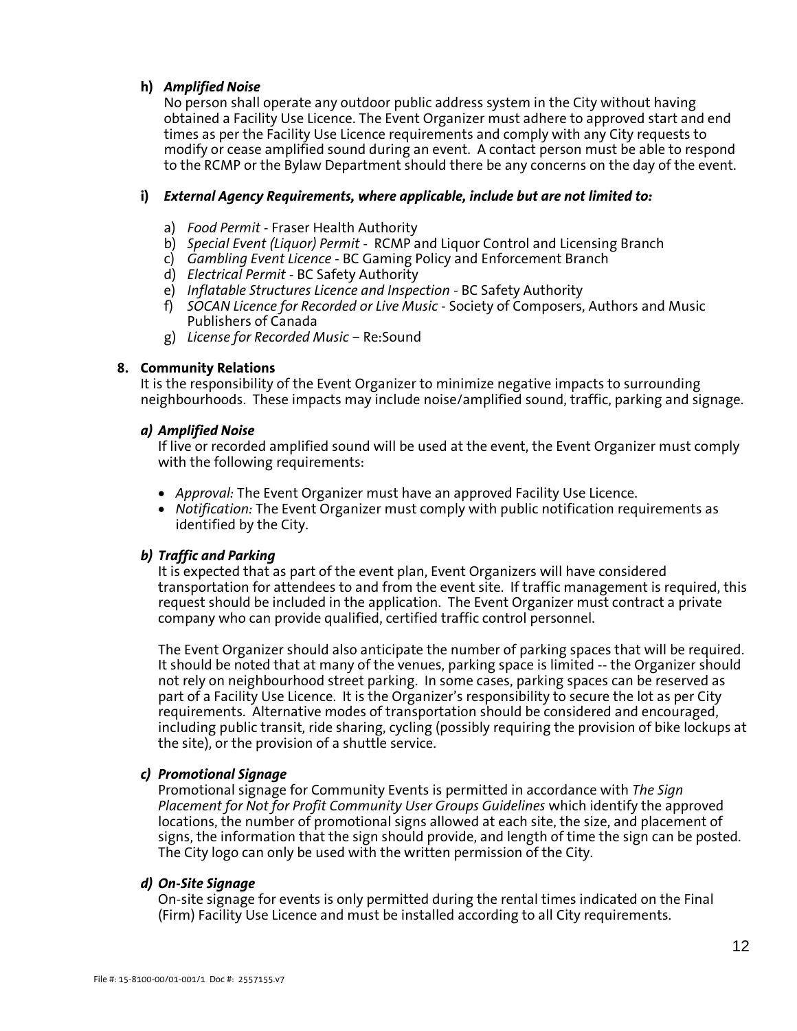**h)** ***Amplified Noise***

No person shall operate any outdoor public address system in the City without having obtained a Facility Use Licence. The Event Organizer must adhere to approved start and end times as per the Facility Use Licence requirements and comply with any City requests to modify or cease amplified sound during an event. A contact person must be able to respond to the RCMP or the Bylaw Department should there be any concerns on the day of the event.

**i)** ***External Agency Requirements, where applicable, include but are not limited to:***

a) *Food Permit* - Fraser Health Authority
b) *Special Event (Liquor) Permit* - RCMP and Liquor Control and Licensing Branch
c) *Gambling Event Licence* - BC Gaming Policy and Enforcement Branch
d) *Electrical Permit* - BC Safety Authority
e) *Inflatable Structures Licence and Inspection* - BC Safety Authority
f) *SOCAN Licence for Recorded or Live Music* - Society of Composers, Authors and Music Publishers of Canada
g) *License for Recorded Music* – Re:Sound

**8. Community Relations**

It is the responsibility of the Event Organizer to minimize negative impacts to surrounding neighbourhoods. These impacts may include noise/amplified sound, traffic, parking and signage.

***a) Amplified Noise***

If live or recorded amplified sound will be used at the event, the Event Organizer must comply with the following requirements:

- *Approval:* The Event Organizer must have an approved Facility Use Licence.
- *Notification:* The Event Organizer must comply with public notification requirements as identified by the City.

***b) Traffic and Parking***

It is expected that as part of the event plan, Event Organizers will have considered transportation for attendees to and from the event site. If traffic management is required, this request should be included in the application. The Event Organizer must contract a private company who can provide qualified, certified traffic control personnel.

The Event Organizer should also anticipate the number of parking spaces that will be required. It should be noted that at many of the venues, parking space is limited -- the Organizer should not rely on neighbourhood street parking. In some cases, parking spaces can be reserved as part of a Facility Use Licence. It is the Organizer's responsibility to secure the lot as per City requirements. Alternative modes of transportation should be considered and encouraged, including public transit, ride sharing, cycling (possibly requiring the provision of bike lockups at the site), or the provision of a shuttle service.

***c) Promotional Signage***

Promotional signage for Community Events is permitted in accordance with *The Sign Placement for Not for Profit Community User Groups Guidelines* which identify the approved locations, the number of promotional signs allowed at each site, the size, and placement of signs, the information that the sign should provide, and length of time the sign can be posted. The City logo can only be used with the written permission of the City.

***d) On-Site Signage***

On-site signage for events is only permitted during the rental times indicated on the Final (Firm) Facility Use Licence and must be installed according to all City requirements.

File #: 15-8100-00/01-001/1 Doc #: 2557155.v7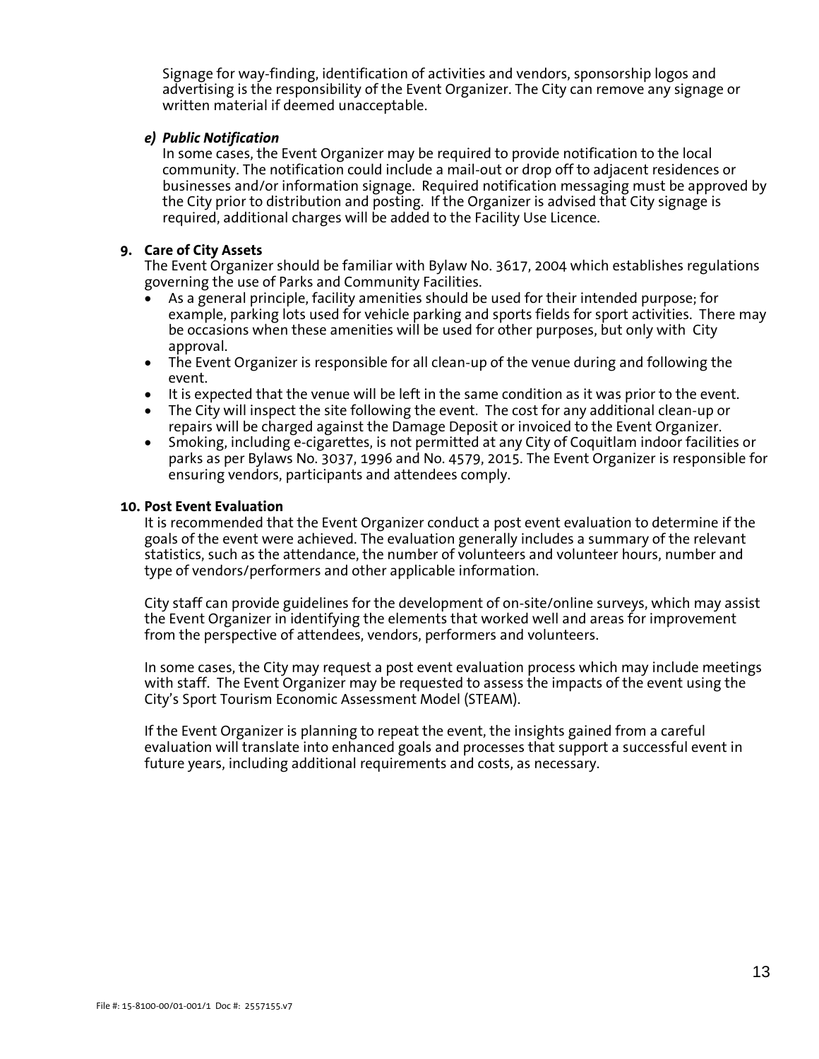Signage for way-finding, identification of activities and vendors, sponsorship logos and advertising is the responsibility of the Event Organizer. The City can remove any signage or written material if deemed unacceptable.

*e) Public Notification*

In some cases, the Event Organizer may be required to provide notification to the local community. The notification could include a mail-out or drop off to adjacent residences or businesses and/or information signage. Required notification messaging must be approved by the City prior to distribution and posting. If the Organizer is advised that City signage is required, additional charges will be added to the Facility Use Licence.

**9. Care of City Assets**

The Event Organizer should be familiar with Bylaw No. 3617, 2004 which establishes regulations governing the use of Parks and Community Facilities.

- As a general principle, facility amenities should be used for their intended purpose; for example, parking lots used for vehicle parking and sports fields for sport activities. There may be occasions when these amenities will be used for other purposes, but only with City approval.
- The Event Organizer is responsible for all clean-up of the venue during and following the event.
- It is expected that the venue will be left in the same condition as it was prior to the event.
- The City will inspect the site following the event. The cost for any additional clean-up or repairs will be charged against the Damage Deposit or invoiced to the Event Organizer.
- Smoking, including e-cigarettes, is not permitted at any City of Coquitlam indoor facilities or parks as per Bylaws No. 3037, 1996 and No. 4579, 2015. The Event Organizer is responsible for ensuring vendors, participants and attendees comply.

**10. Post Event Evaluation**

It is recommended that the Event Organizer conduct a post event evaluation to determine if the goals of the event were achieved. The evaluation generally includes a summary of the relevant statistics, such as the attendance, the number of volunteers and volunteer hours, number and type of vendors/performers and other applicable information.

City staff can provide guidelines for the development of on-site/online surveys, which may assist the Event Organizer in identifying the elements that worked well and areas for improvement from the perspective of attendees, vendors, performers and volunteers.

In some cases, the City may request a post event evaluation process which may include meetings with staff. The Event Organizer may be requested to assess the impacts of the event using the City's Sport Tourism Economic Assessment Model (STEAM).

If the Event Organizer is planning to repeat the event, the insights gained from a careful evaluation will translate into enhanced goals and processes that support a successful event in future years, including additional requirements and costs, as necessary.